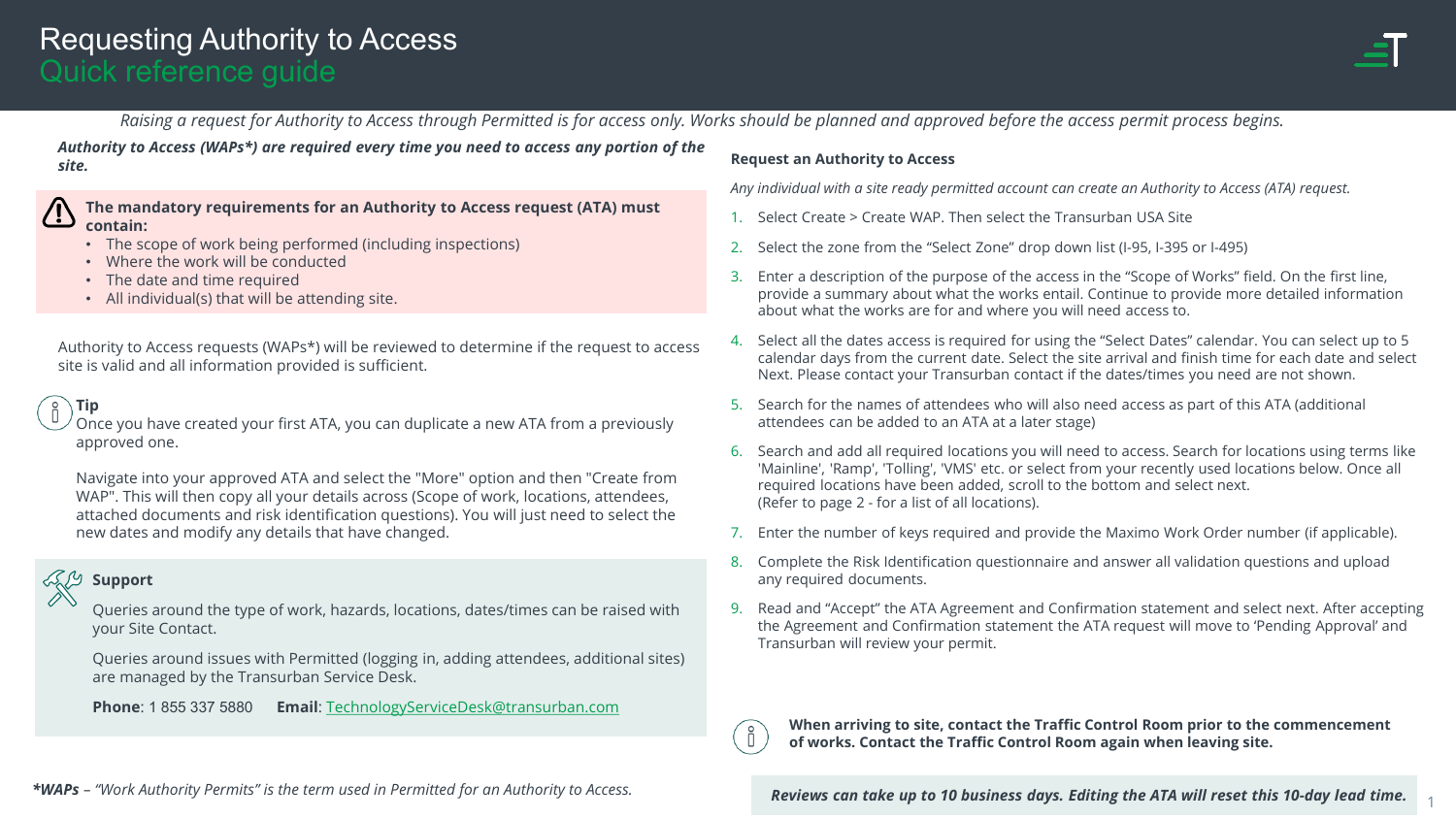# Requesting Authority to Access
## Quick reference guide

*Raising a request for Authority to Access through Permitted is for access only. Works should be planned and approved before the access permit process begins.*

***Authority to Access (WAPs*) are required every time you need to access any portion of the site.***

**The mandatory requirements for an Authority to Access request (ATA) must contain:**

- The scope of work being performed (including inspections)
- Where the work will be conducted
- The date and time required
- All individual(s) that will be attending site.

Authority to Access requests (WAPs*) will be reviewed to determine if the request to access site is valid and all information provided is sufficient.

**Tip**

Once you have created your first ATA, you can duplicate a new ATA from a previously approved one.

Navigate into your approved ATA and select the "More" option and then "Create from WAP". This will then copy all your details across (Scope of work, locations, attendees, attached documents and risk identification questions). You will just need to select the new dates and modify any details that have changed.

**Support**

Queries around the type of work, hazards, locations, dates/times can be raised with your Site Contact.

Queries around issues with Permitted (logging in, adding attendees, additional sites) are managed by the Transurban Service Desk.

**Phone**: 1 855 337 5880 **Email**: TechnologyServiceDesk@transurban.com

***WAPs** – *"Work Authority Permits" is the term used in Permitted for an Authority to Access.*

### Request an Authority to Access

*Any individual with a site ready permitted account can create an Authority to Access (ATA) request.*

1. Select Create > Create WAP. Then select the Transurban USA Site
2. Select the zone from the "Select Zone" drop down list (I-95, I-395 or I-495)
3. Enter a description of the purpose of the access in the "Scope of Works" field. On the first line, provide a summary about what the works entail. Continue to provide more detailed information about what the works are for and where you will need access to.
4. Select all the dates access is required for using the "Select Dates" calendar. You can select up to 5 calendar days from the current date. Select the site arrival and finish time for each date and select Next. Please contact your Transurban contact if the dates/times you need are not shown.
5. Search for the names of attendees who will also need access as part of this ATA (additional attendees can be added to an ATA at a later stage)
6. Search and add all required locations you will need to access. Search for locations using terms like 'Mainline', 'Ramp', 'Tolling', 'VMS' etc. or select from your recently used locations below. Once all required locations have been added, scroll to the bottom and select next. (Refer to page 2 - for a list of all locations).
7. Enter the number of keys required and provide the Maximo Work Order number (if applicable).
8. Complete the Risk Identification questionnaire and answer all validation questions and upload any required documents.
9. Read and "Accept" the ATA Agreement and Confirmation statement and select next. After accepting the Agreement and Confirmation statement the ATA request will move to 'Pending Approval' and Transurban will review your permit.

**When arriving to site, contact the Traffic Control Room prior to the commencement of works. Contact the Traffic Control Room again when leaving site.**

***Reviews can take up to 10 business days. Editing the ATA will reset this 10-day lead time.***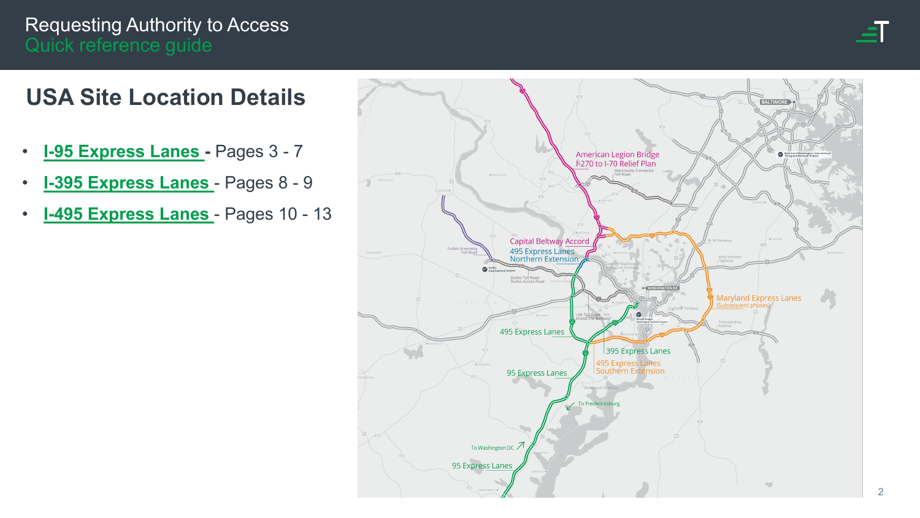Requesting Authority to Access
Quick reference guide

## USA Site Location Details

- **I-95 Express Lanes** **-** Pages 3 - 7
- **I-395 Express Lanes** - Pages 8 - 9
- **I-495 Express Lanes** - Pages 10 - 13

American Legion Bridge
I-270 to I-70 Relief Plan
Intercounty Connector Toll Road
Capital Beltway Accord
495 Express Lanes Northern Extension
Dulles Greenway Toll Road
Dulles Toll Road Dulles Access Road
B-W Parkway
John Hanson Highway
George Washington Memorial Parkway
WASHINGTON DC
BALTIMORE
Maryland Express Lanes (Subsequent phases)
Suitland Parkway
I-66 Toll Road (Inside the Beltway)
Pennsylvania Avenue
495 Express Lanes
395 Express Lanes
495 Express Lanes Southern Extension
95 Express Lanes
Richmond Highway
To Fredericksburg
To Washington DC
95 Express Lanes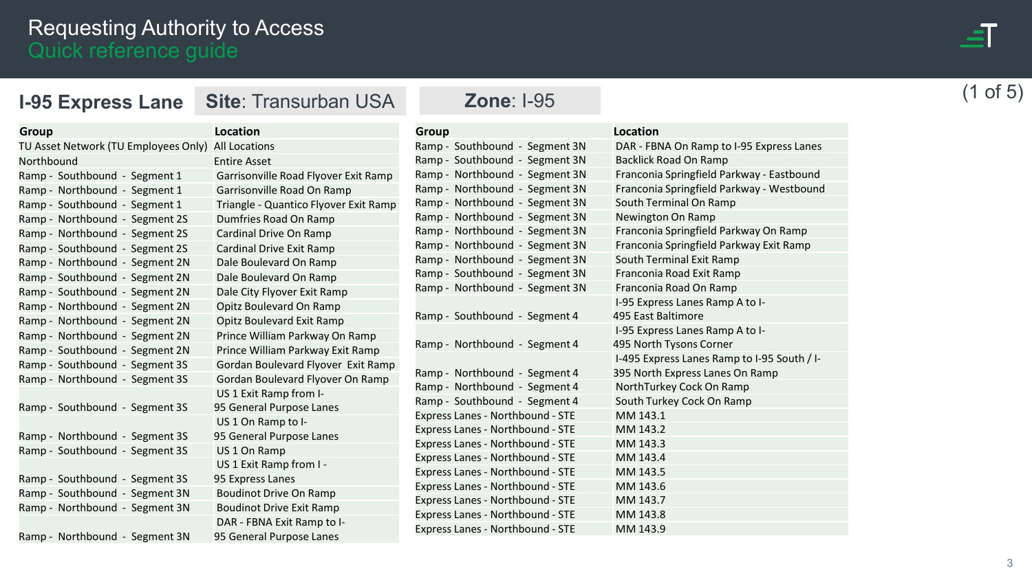# Requesting Authority to Access
## Quick reference guide

**I-95 Express Lane** | **Site**: Transurban USA | **Zone**: I-95

| Group | Location |
|---|---|
| TU Asset Network (TU Employees Only) | All Locations |
| Northbound | Entire Asset |
| Ramp - Southbound - Segment 1 | Garrisonville Road Flyover Exit Ramp |
| Ramp - Northbound - Segment 1 | Garrisonville Road On Ramp |
| Ramp - Southbound - Segment 1 | Triangle - Quantico Flyover Exit Ramp |
| Ramp - Northbound - Segment 2S | Dumfries Road On Ramp |
| Ramp - Northbound - Segment 2S | Cardinal Drive On Ramp |
| Ramp - Southbound - Segment 2S | Cardinal Drive Exit Ramp |
| Ramp - Northbound - Segment 2N | Dale Boulevard On Ramp |
| Ramp - Southbound - Segment 2N | Dale Boulevard On Ramp |
| Ramp - Southbound - Segment 2N | Dale City Flyover Exit Ramp |
| Ramp - Northbound - Segment 2N | Opitz Boulevard On Ramp |
| Ramp - Northbound - Segment 2N | Opitz Boulevard Exit Ramp |
| Ramp - Northbound - Segment 2N | Prince William Parkway On Ramp |
| Ramp - Southbound - Segment 2N | Prince William Parkway Exit Ramp |
| Ramp - Southbound - Segment 3S | Gordan Boulevard Flyover Exit Ramp |
| Ramp - Northbound - Segment 3S | Gordan Boulevard Flyover On Ramp |
| Ramp - Southbound - Segment 3S | US 1 Exit Ramp from I-95 General Purpose Lanes |
| Ramp - Northbound - Segment 3S | US 1 On Ramp to I-95 General Purpose Lanes |
| Ramp - Southbound - Segment 3S | US 1 On Ramp |
| Ramp - Southbound - Segment 3S | US 1 Exit Ramp from I -95 Express Lanes |
| Ramp - Southbound - Segment 3N | Boudinot Drive On Ramp |
| Ramp - Northbound - Segment 3N | Boudinot Drive Exit Ramp |
| Ramp - Northbound - Segment 3N | DAR - FBNA Exit Ramp to I-95 General Purpose Lanes |

| Group | Location |
|---|---|
| Ramp - Southbound - Segment 3N | DAR - FBNA On Ramp to I-95 Express Lanes |
| Ramp - Southbound - Segment 3N | Backlick Road On Ramp |
| Ramp - Northbound - Segment 3N | Franconia Springfield Parkway - Eastbound |
| Ramp - Northbound - Segment 3N | Franconia Springfield Parkway - Westbound |
| Ramp - Northbound - Segment 3N | South Terminal On Ramp |
| Ramp - Northbound - Segment 3N | Newington On Ramp |
| Ramp - Northbound - Segment 3N | Franconia Springfield Parkway On Ramp |
| Ramp - Northbound - Segment 3N | Franconia Springfield Parkway Exit Ramp |
| Ramp - Northbound - Segment 3N | South Terminal Exit Ramp |
| Ramp - Southbound - Segment 3N | Franconia Road Exit Ramp |
| Ramp - Northbound - Segment 3N | Franconia Road On Ramp |
| Ramp - Southbound - Segment 4 | I-95 Express Lanes Ramp A to I-495 East Baltimore |
| Ramp - Northbound - Segment 4 | I-95 Express Lanes Ramp A to I-495 North Tysons Corner |
| Ramp - Northbound - Segment 4 | I-495 Express Lanes Ramp to I-95 South / I-395 North Express Lanes On Ramp |
| Ramp - Northbound - Segment 4 | NorthTurkey Cock On Ramp |
| Ramp - Southbound - Segment 4 | South Turkey Cock On Ramp |
| Express Lanes - Northbound - STE | MM 143.1 |
| Express Lanes - Northbound - STE | MM 143.2 |
| Express Lanes - Northbound - STE | MM 143.3 |
| Express Lanes - Northbound - STE | MM 143.4 |
| Express Lanes - Northbound - STE | MM 143.5 |
| Express Lanes - Northbound - STE | MM 143.6 |
| Express Lanes - Northbound - STE | MM 143.7 |
| Express Lanes - Northbound - STE | MM 143.8 |
| Express Lanes - Northbound - STE | MM 143.9 |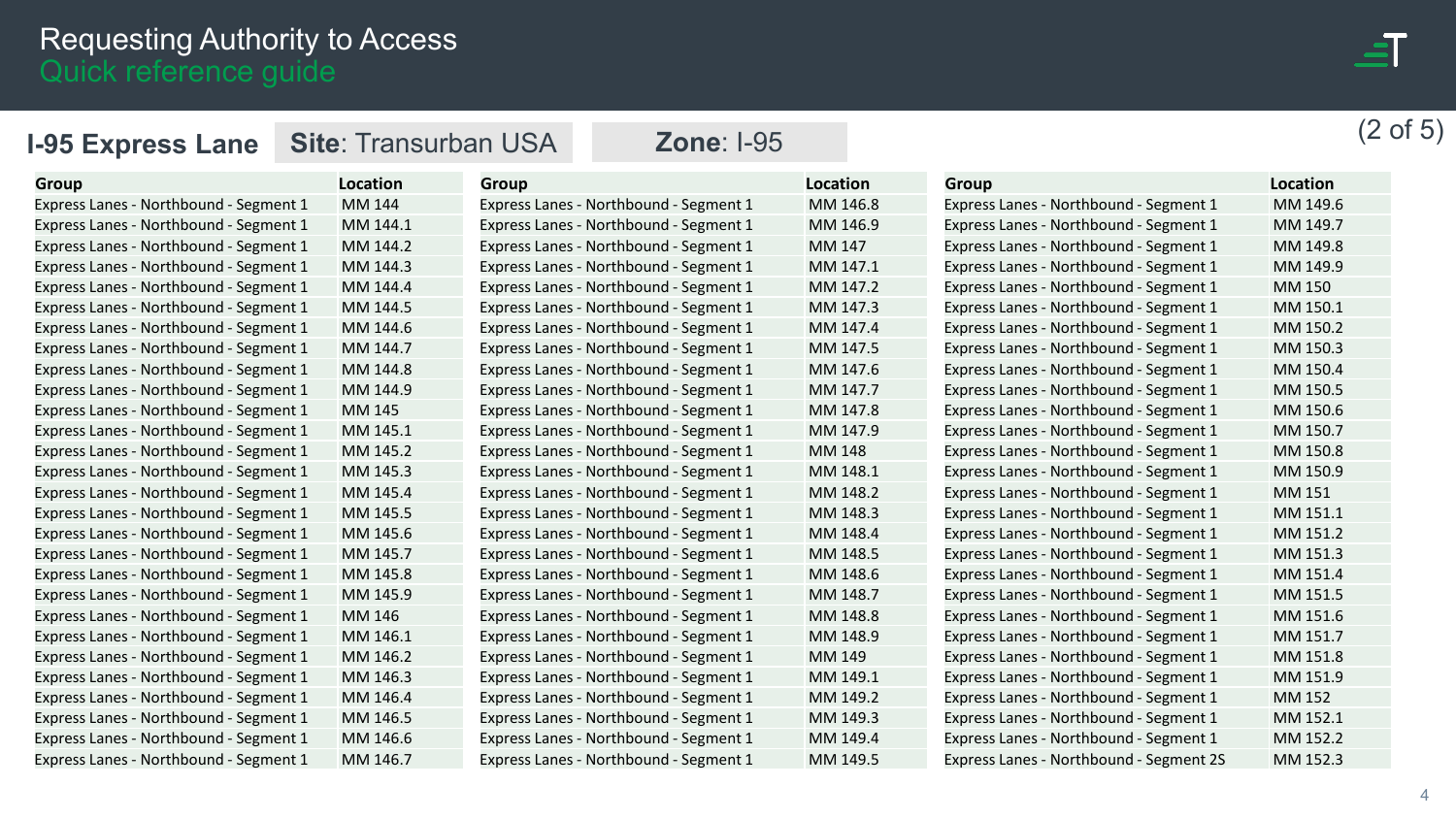# Requesting Authority to Access
## Quick reference guide

**I-95 Express Lane** | **Site**: Transurban USA | **Zone**: I-95

(2 of 5)

| Group | Location |
|---|---|
| Express Lanes - Northbound - Segment 1 | MM 144 |
| Express Lanes - Northbound - Segment 1 | MM 144.1 |
| Express Lanes - Northbound - Segment 1 | MM 144.2 |
| Express Lanes - Northbound - Segment 1 | MM 144.3 |
| Express Lanes - Northbound - Segment 1 | MM 144.4 |
| Express Lanes - Northbound - Segment 1 | MM 144.5 |
| Express Lanes - Northbound - Segment 1 | MM 144.6 |
| Express Lanes - Northbound - Segment 1 | MM 144.7 |
| Express Lanes - Northbound - Segment 1 | MM 144.8 |
| Express Lanes - Northbound - Segment 1 | MM 144.9 |
| Express Lanes - Northbound - Segment 1 | MM 145 |
| Express Lanes - Northbound - Segment 1 | MM 145.1 |
| Express Lanes - Northbound - Segment 1 | MM 145.2 |
| Express Lanes - Northbound - Segment 1 | MM 145.3 |
| Express Lanes - Northbound - Segment 1 | MM 145.4 |
| Express Lanes - Northbound - Segment 1 | MM 145.5 |
| Express Lanes - Northbound - Segment 1 | MM 145.6 |
| Express Lanes - Northbound - Segment 1 | MM 145.7 |
| Express Lanes - Northbound - Segment 1 | MM 145.8 |
| Express Lanes - Northbound - Segment 1 | MM 145.9 |
| Express Lanes - Northbound - Segment 1 | MM 146 |
| Express Lanes - Northbound - Segment 1 | MM 146.1 |
| Express Lanes - Northbound - Segment 1 | MM 146.2 |
| Express Lanes - Northbound - Segment 1 | MM 146.3 |
| Express Lanes - Northbound - Segment 1 | MM 146.4 |
| Express Lanes - Northbound - Segment 1 | MM 146.5 |
| Express Lanes - Northbound - Segment 1 | MM 146.6 |
| Express Lanes - Northbound - Segment 1 | MM 146.7 |

| Group | Location |
|---|---|
| Express Lanes - Northbound - Segment 1 | MM 146.8 |
| Express Lanes - Northbound - Segment 1 | MM 146.9 |
| Express Lanes - Northbound - Segment 1 | MM 147 |
| Express Lanes - Northbound - Segment 1 | MM 147.1 |
| Express Lanes - Northbound - Segment 1 | MM 147.2 |
| Express Lanes - Northbound - Segment 1 | MM 147.3 |
| Express Lanes - Northbound - Segment 1 | MM 147.4 |
| Express Lanes - Northbound - Segment 1 | MM 147.5 |
| Express Lanes - Northbound - Segment 1 | MM 147.6 |
| Express Lanes - Northbound - Segment 1 | MM 147.7 |
| Express Lanes - Northbound - Segment 1 | MM 147.8 |
| Express Lanes - Northbound - Segment 1 | MM 147.9 |
| Express Lanes - Northbound - Segment 1 | MM 148 |
| Express Lanes - Northbound - Segment 1 | MM 148.1 |
| Express Lanes - Northbound - Segment 1 | MM 148.2 |
| Express Lanes - Northbound - Segment 1 | MM 148.3 |
| Express Lanes - Northbound - Segment 1 | MM 148.4 |
| Express Lanes - Northbound - Segment 1 | MM 148.5 |
| Express Lanes - Northbound - Segment 1 | MM 148.6 |
| Express Lanes - Northbound - Segment 1 | MM 148.7 |
| Express Lanes - Northbound - Segment 1 | MM 148.8 |
| Express Lanes - Northbound - Segment 1 | MM 148.9 |
| Express Lanes - Northbound - Segment 1 | MM 149 |
| Express Lanes - Northbound - Segment 1 | MM 149.1 |
| Express Lanes - Northbound - Segment 1 | MM 149.2 |
| Express Lanes - Northbound - Segment 1 | MM 149.3 |
| Express Lanes - Northbound - Segment 1 | MM 149.4 |
| Express Lanes - Northbound - Segment 1 | MM 149.5 |

| Group | Location |
|---|---|
| Express Lanes - Northbound - Segment 1 | MM 149.6 |
| Express Lanes - Northbound - Segment 1 | MM 149.7 |
| Express Lanes - Northbound - Segment 1 | MM 149.8 |
| Express Lanes - Northbound - Segment 1 | MM 149.9 |
| Express Lanes - Northbound - Segment 1 | MM 150 |
| Express Lanes - Northbound - Segment 1 | MM 150.1 |
| Express Lanes - Northbound - Segment 1 | MM 150.2 |
| Express Lanes - Northbound - Segment 1 | MM 150.3 |
| Express Lanes - Northbound - Segment 1 | MM 150.4 |
| Express Lanes - Northbound - Segment 1 | MM 150.5 |
| Express Lanes - Northbound - Segment 1 | MM 150.6 |
| Express Lanes - Northbound - Segment 1 | MM 150.7 |
| Express Lanes - Northbound - Segment 1 | MM 150.8 |
| Express Lanes - Northbound - Segment 1 | MM 150.9 |
| Express Lanes - Northbound - Segment 1 | MM 151 |
| Express Lanes - Northbound - Segment 1 | MM 151.1 |
| Express Lanes - Northbound - Segment 1 | MM 151.2 |
| Express Lanes - Northbound - Segment 1 | MM 151.3 |
| Express Lanes - Northbound - Segment 1 | MM 151.4 |
| Express Lanes - Northbound - Segment 1 | MM 151.5 |
| Express Lanes - Northbound - Segment 1 | MM 151.6 |
| Express Lanes - Northbound - Segment 1 | MM 151.7 |
| Express Lanes - Northbound - Segment 1 | MM 151.8 |
| Express Lanes - Northbound - Segment 1 | MM 151.9 |
| Express Lanes - Northbound - Segment 1 | MM 152 |
| Express Lanes - Northbound - Segment 1 | MM 152.1 |
| Express Lanes - Northbound - Segment 1 | MM 152.2 |
| Express Lanes - Northbound - Segment 2S | MM 152.3 |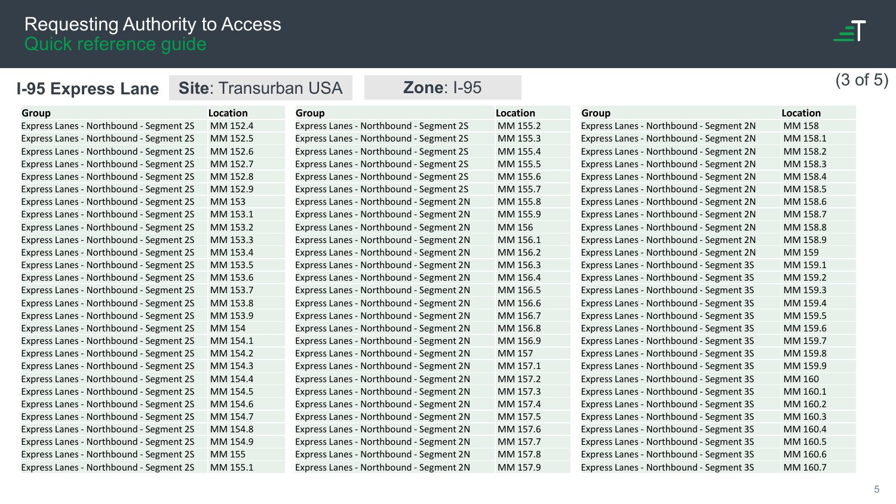# Requesting Authority to Access
## Quick reference guide

**I-95 Express Lane** | **Site**: Transurban USA | **Zone**: I-95

(3 of 5)

| Group | Location |
|---|---|
| Express Lanes - Northbound - Segment 2S | MM 152.4 |
| Express Lanes - Northbound - Segment 2S | MM 152.5 |
| Express Lanes - Northbound - Segment 2S | MM 152.6 |
| Express Lanes - Northbound - Segment 2S | MM 152.7 |
| Express Lanes - Northbound - Segment 2S | MM 152.8 |
| Express Lanes - Northbound - Segment 2S | MM 152.9 |
| Express Lanes - Northbound - Segment 2S | MM 153 |
| Express Lanes - Northbound - Segment 2S | MM 153.1 |
| Express Lanes - Northbound - Segment 2S | MM 153.2 |
| Express Lanes - Northbound - Segment 2S | MM 153.3 |
| Express Lanes - Northbound - Segment 2S | MM 153.4 |
| Express Lanes - Northbound - Segment 2S | MM 153.5 |
| Express Lanes - Northbound - Segment 2S | MM 153.6 |
| Express Lanes - Northbound - Segment 2S | MM 153.7 |
| Express Lanes - Northbound - Segment 2S | MM 153.8 |
| Express Lanes - Northbound - Segment 2S | MM 153.9 |
| Express Lanes - Northbound - Segment 2S | MM 154 |
| Express Lanes - Northbound - Segment 2S | MM 154.1 |
| Express Lanes - Northbound - Segment 2S | MM 154.2 |
| Express Lanes - Northbound - Segment 2S | MM 154.3 |
| Express Lanes - Northbound - Segment 2S | MM 154.4 |
| Express Lanes - Northbound - Segment 2S | MM 154.5 |
| Express Lanes - Northbound - Segment 2S | MM 154.6 |
| Express Lanes - Northbound - Segment 2S | MM 154.7 |
| Express Lanes - Northbound - Segment 2S | MM 154.8 |
| Express Lanes - Northbound - Segment 2S | MM 154.9 |
| Express Lanes - Northbound - Segment 2S | MM 155 |
| Express Lanes - Northbound - Segment 2S | MM 155.1 |

| Group | Location |
|---|---|
| Express Lanes - Northbound - Segment 2S | MM 155.2 |
| Express Lanes - Northbound - Segment 2S | MM 155.3 |
| Express Lanes - Northbound - Segment 2S | MM 155.4 |
| Express Lanes - Northbound - Segment 2S | MM 155.5 |
| Express Lanes - Northbound - Segment 2S | MM 155.6 |
| Express Lanes - Northbound - Segment 2S | MM 155.7 |
| Express Lanes - Northbound - Segment 2N | MM 155.8 |
| Express Lanes - Northbound - Segment 2N | MM 155.9 |
| Express Lanes - Northbound - Segment 2N | MM 156 |
| Express Lanes - Northbound - Segment 2N | MM 156.1 |
| Express Lanes - Northbound - Segment 2N | MM 156.2 |
| Express Lanes - Northbound - Segment 2N | MM 156.3 |
| Express Lanes - Northbound - Segment 2N | MM 156.4 |
| Express Lanes - Northbound - Segment 2N | MM 156.5 |
| Express Lanes - Northbound - Segment 2N | MM 156.6 |
| Express Lanes - Northbound - Segment 2N | MM 156.7 |
| Express Lanes - Northbound - Segment 2N | MM 156.8 |
| Express Lanes - Northbound - Segment 2N | MM 156.9 |
| Express Lanes - Northbound - Segment 2N | MM 157 |
| Express Lanes - Northbound - Segment 2N | MM 157.1 |
| Express Lanes - Northbound - Segment 2N | MM 157.2 |
| Express Lanes - Northbound - Segment 2N | MM 157.3 |
| Express Lanes - Northbound - Segment 2N | MM 157.4 |
| Express Lanes - Northbound - Segment 2N | MM 157.5 |
| Express Lanes - Northbound - Segment 2N | MM 157.6 |
| Express Lanes - Northbound - Segment 2N | MM 157.7 |
| Express Lanes - Northbound - Segment 2N | MM 157.8 |
| Express Lanes - Northbound - Segment 2N | MM 157.9 |

| Group | Location |
|---|---|
| Express Lanes - Northbound - Segment 2N | MM 158 |
| Express Lanes - Northbound - Segment 2N | MM 158.1 |
| Express Lanes - Northbound - Segment 2N | MM 158.2 |
| Express Lanes - Northbound - Segment 2N | MM 158.3 |
| Express Lanes - Northbound - Segment 2N | MM 158.4 |
| Express Lanes - Northbound - Segment 2N | MM 158.5 |
| Express Lanes - Northbound - Segment 2N | MM 158.6 |
| Express Lanes - Northbound - Segment 2N | MM 158.7 |
| Express Lanes - Northbound - Segment 2N | MM 158.8 |
| Express Lanes - Northbound - Segment 2N | MM 158.9 |
| Express Lanes - Northbound - Segment 2N | MM 159 |
| Express Lanes - Northbound - Segment 3S | MM 159.1 |
| Express Lanes - Northbound - Segment 3S | MM 159.2 |
| Express Lanes - Northbound - Segment 3S | MM 159.3 |
| Express Lanes - Northbound - Segment 3S | MM 159.4 |
| Express Lanes - Northbound - Segment 3S | MM 159.5 |
| Express Lanes - Northbound - Segment 3S | MM 159.6 |
| Express Lanes - Northbound - Segment 3S | MM 159.7 |
| Express Lanes - Northbound - Segment 3S | MM 159.8 |
| Express Lanes - Northbound - Segment 3S | MM 159.9 |
| Express Lanes - Northbound - Segment 3S | MM 160 |
| Express Lanes - Northbound - Segment 3S | MM 160.1 |
| Express Lanes - Northbound - Segment 3S | MM 160.2 |
| Express Lanes - Northbound - Segment 3S | MM 160.3 |
| Express Lanes - Northbound - Segment 3S | MM 160.4 |
| Express Lanes - Northbound - Segment 3S | MM 160.5 |
| Express Lanes - Northbound - Segment 3S | MM 160.6 |
| Express Lanes - Northbound - Segment 3S | MM 160.7 |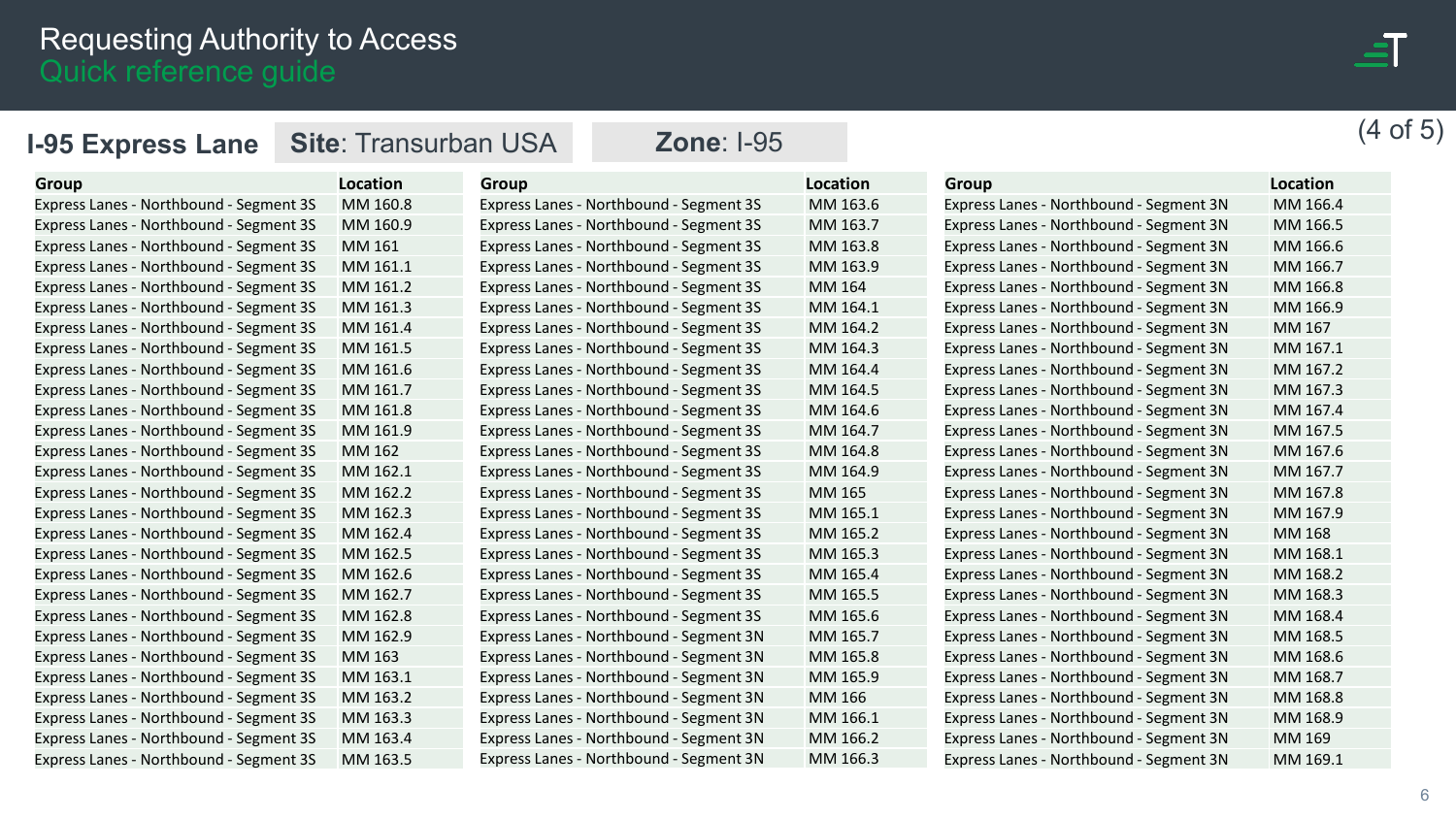# Requesting Authority to Access
## Quick reference guide

**I-95 Express Lane** | **Site**: Transurban USA | **Zone**: I-95

(4 of 5)

| Group | Location |
|---|---|
| Express Lanes - Northbound - Segment 3S | MM 160.8 |
| Express Lanes - Northbound - Segment 3S | MM 160.9 |
| Express Lanes - Northbound - Segment 3S | MM 161 |
| Express Lanes - Northbound - Segment 3S | MM 161.1 |
| Express Lanes - Northbound - Segment 3S | MM 161.2 |
| Express Lanes - Northbound - Segment 3S | MM 161.3 |
| Express Lanes - Northbound - Segment 3S | MM 161.4 |
| Express Lanes - Northbound - Segment 3S | MM 161.5 |
| Express Lanes - Northbound - Segment 3S | MM 161.6 |
| Express Lanes - Northbound - Segment 3S | MM 161.7 |
| Express Lanes - Northbound - Segment 3S | MM 161.8 |
| Express Lanes - Northbound - Segment 3S | MM 161.9 |
| Express Lanes - Northbound - Segment 3S | MM 162 |
| Express Lanes - Northbound - Segment 3S | MM 162.1 |
| Express Lanes - Northbound - Segment 3S | MM 162.2 |
| Express Lanes - Northbound - Segment 3S | MM 162.3 |
| Express Lanes - Northbound - Segment 3S | MM 162.4 |
| Express Lanes - Northbound - Segment 3S | MM 162.5 |
| Express Lanes - Northbound - Segment 3S | MM 162.6 |
| Express Lanes - Northbound - Segment 3S | MM 162.7 |
| Express Lanes - Northbound - Segment 3S | MM 162.8 |
| Express Lanes - Northbound - Segment 3S | MM 162.9 |
| Express Lanes - Northbound - Segment 3S | MM 163 |
| Express Lanes - Northbound - Segment 3S | MM 163.1 |
| Express Lanes - Northbound - Segment 3S | MM 163.2 |
| Express Lanes - Northbound - Segment 3S | MM 163.3 |
| Express Lanes - Northbound - Segment 3S | MM 163.4 |
| Express Lanes - Northbound - Segment 3S | MM 163.5 |

| Group | Location |
|---|---|
| Express Lanes - Northbound - Segment 3S | MM 163.6 |
| Express Lanes - Northbound - Segment 3S | MM 163.7 |
| Express Lanes - Northbound - Segment 3S | MM 163.8 |
| Express Lanes - Northbound - Segment 3S | MM 163.9 |
| Express Lanes - Northbound - Segment 3S | MM 164 |
| Express Lanes - Northbound - Segment 3S | MM 164.1 |
| Express Lanes - Northbound - Segment 3S | MM 164.2 |
| Express Lanes - Northbound - Segment 3S | MM 164.3 |
| Express Lanes - Northbound - Segment 3S | MM 164.4 |
| Express Lanes - Northbound - Segment 3S | MM 164.5 |
| Express Lanes - Northbound - Segment 3S | MM 164.6 |
| Express Lanes - Northbound - Segment 3S | MM 164.7 |
| Express Lanes - Northbound - Segment 3S | MM 164.8 |
| Express Lanes - Northbound - Segment 3S | MM 164.9 |
| Express Lanes - Northbound - Segment 3S | MM 165 |
| Express Lanes - Northbound - Segment 3S | MM 165.1 |
| Express Lanes - Northbound - Segment 3S | MM 165.2 |
| Express Lanes - Northbound - Segment 3S | MM 165.3 |
| Express Lanes - Northbound - Segment 3S | MM 165.4 |
| Express Lanes - Northbound - Segment 3S | MM 165.5 |
| Express Lanes - Northbound - Segment 3S | MM 165.6 |
| Express Lanes - Northbound - Segment 3N | MM 165.7 |
| Express Lanes - Northbound - Segment 3N | MM 165.8 |
| Express Lanes - Northbound - Segment 3N | MM 165.9 |
| Express Lanes - Northbound - Segment 3N | MM 166 |
| Express Lanes - Northbound - Segment 3N | MM 166.1 |
| Express Lanes - Northbound - Segment 3N | MM 166.2 |
| Express Lanes - Northbound - Segment 3N | MM 166.3 |

| Group | Location |
|---|---|
| Express Lanes - Northbound - Segment 3N | MM 166.4 |
| Express Lanes - Northbound - Segment 3N | MM 166.5 |
| Express Lanes - Northbound - Segment 3N | MM 166.6 |
| Express Lanes - Northbound - Segment 3N | MM 166.7 |
| Express Lanes - Northbound - Segment 3N | MM 166.8 |
| Express Lanes - Northbound - Segment 3N | MM 166.9 |
| Express Lanes - Northbound - Segment 3N | MM 167 |
| Express Lanes - Northbound - Segment 3N | MM 167.1 |
| Express Lanes - Northbound - Segment 3N | MM 167.2 |
| Express Lanes - Northbound - Segment 3N | MM 167.3 |
| Express Lanes - Northbound - Segment 3N | MM 167.4 |
| Express Lanes - Northbound - Segment 3N | MM 167.5 |
| Express Lanes - Northbound - Segment 3N | MM 167.6 |
| Express Lanes - Northbound - Segment 3N | MM 167.7 |
| Express Lanes - Northbound - Segment 3N | MM 167.8 |
| Express Lanes - Northbound - Segment 3N | MM 167.9 |
| Express Lanes - Northbound - Segment 3N | MM 168 |
| Express Lanes - Northbound - Segment 3N | MM 168.1 |
| Express Lanes - Northbound - Segment 3N | MM 168.2 |
| Express Lanes - Northbound - Segment 3N | MM 168.3 |
| Express Lanes - Northbound - Segment 3N | MM 168.4 |
| Express Lanes - Northbound - Segment 3N | MM 168.5 |
| Express Lanes - Northbound - Segment 3N | MM 168.6 |
| Express Lanes - Northbound - Segment 3N | MM 168.7 |
| Express Lanes - Northbound - Segment 3N | MM 168.8 |
| Express Lanes - Northbound - Segment 3N | MM 168.9 |
| Express Lanes - Northbound - Segment 3N | MM 169 |
| Express Lanes - Northbound - Segment 3N | MM 169.1 |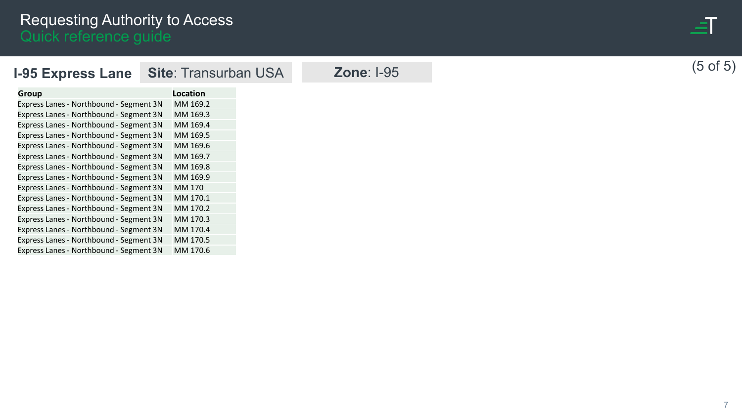# Requesting Authority to Access
## Quick reference guide

**I-95 Express Lane** | **Site**: Transurban USA | **Zone**: I-95

(5 of 5)

| Group | Location |
|---|---|
| Express Lanes - Northbound - Segment 3N | MM 169.2 |
| Express Lanes - Northbound - Segment 3N | MM 169.3 |
| Express Lanes - Northbound - Segment 3N | MM 169.4 |
| Express Lanes - Northbound - Segment 3N | MM 169.5 |
| Express Lanes - Northbound - Segment 3N | MM 169.6 |
| Express Lanes - Northbound - Segment 3N | MM 169.7 |
| Express Lanes - Northbound - Segment 3N | MM 169.8 |
| Express Lanes - Northbound - Segment 3N | MM 169.9 |
| Express Lanes - Northbound - Segment 3N | MM 170 |
| Express Lanes - Northbound - Segment 3N | MM 170.1 |
| Express Lanes - Northbound - Segment 3N | MM 170.2 |
| Express Lanes - Northbound - Segment 3N | MM 170.3 |
| Express Lanes - Northbound - Segment 3N | MM 170.4 |
| Express Lanes - Northbound - Segment 3N | MM 170.5 |
| Express Lanes - Northbound - Segment 3N | MM 170.6 |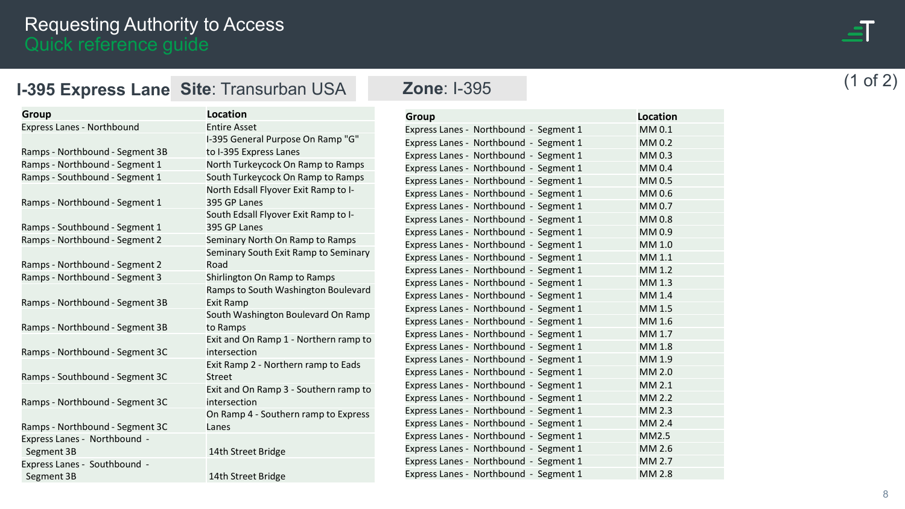# Requesting Authority to Access
## Quick reference guide

**I-395 Express Lane** **Site**: Transurban USA **Zone**: I-395

(1 of 2)

| Group | Location |
| --- | --- |
| Express Lanes - Northbound | Entire Asset |
| Ramps - Northbound - Segment 3B | I-395 General Purpose On Ramp "G" to I-395 Express Lanes |
| Ramps - Northbound - Segment 1 | North Turkeycock On Ramp to Ramps |
| Ramps - Southbound - Segment 1 | South Turkeycock On Ramp to Ramps |
| Ramps - Northbound - Segment 1 | North Edsall Flyover Exit Ramp to I-395 GP Lanes |
| Ramps - Southbound - Segment 1 | South Edsall Flyover Exit Ramp to I-395 GP Lanes |
| Ramps - Northbound - Segment 2 | Seminary North On Ramp to Ramps |
| Ramps - Northbound - Segment 2 | Seminary South Exit Ramp to Seminary Road |
| Ramps - Northbound - Segment 3 | Shirlington On Ramp to Ramps |
| Ramps - Northbound - Segment 3B | Ramps to South Washington Boulevard Exit Ramp |
| Ramps - Northbound - Segment 3B | South Washington Boulevard On Ramp to Ramps |
| Ramps - Northbound - Segment 3C | Exit and On Ramp 1 - Northern ramp to intersection |
| Ramps - Southbound - Segment 3C | Exit Ramp 2 - Northern ramp to Eads Street |
| Ramps - Northbound - Segment 3C | Exit and On Ramp 3 - Southern ramp to intersection |
| Ramps - Northbound - Segment 3C | On Ramp 4 - Southern ramp to Express Lanes |
| Express Lanes - Northbound - Segment 3B | 14th Street Bridge |
| Express Lanes - Southbound - Segment 3B | 14th Street Bridge |

| Group | Location |
| --- | --- |
| Express Lanes - Northbound - Segment 1 | MM 0.1 |
| Express Lanes - Northbound - Segment 1 | MM 0.2 |
| Express Lanes - Northbound - Segment 1 | MM 0.3 |
| Express Lanes - Northbound - Segment 1 | MM 0.4 |
| Express Lanes - Northbound - Segment 1 | MM 0.5 |
| Express Lanes - Northbound - Segment 1 | MM 0.6 |
| Express Lanes - Northbound - Segment 1 | MM 0.7 |
| Express Lanes - Northbound - Segment 1 | MM 0.8 |
| Express Lanes - Northbound - Segment 1 | MM 0.9 |
| Express Lanes - Northbound - Segment 1 | MM 1.0 |
| Express Lanes - Northbound - Segment 1 | MM 1.1 |
| Express Lanes - Northbound - Segment 1 | MM 1.2 |
| Express Lanes - Northbound - Segment 1 | MM 1.3 |
| Express Lanes - Northbound - Segment 1 | MM 1.4 |
| Express Lanes - Northbound - Segment 1 | MM 1.5 |
| Express Lanes - Northbound - Segment 1 | MM 1.6 |
| Express Lanes - Northbound - Segment 1 | MM 1.7 |
| Express Lanes - Northbound - Segment 1 | MM 1.8 |
| Express Lanes - Northbound - Segment 1 | MM 1.9 |
| Express Lanes - Northbound - Segment 1 | MM 2.0 |
| Express Lanes - Northbound - Segment 1 | MM 2.1 |
| Express Lanes - Northbound - Segment 1 | MM 2.2 |
| Express Lanes - Northbound - Segment 1 | MM 2.3 |
| Express Lanes - Northbound - Segment 1 | MM 2.4 |
| Express Lanes - Northbound - Segment 1 | MM2.5 |
| Express Lanes - Northbound - Segment 1 | MM 2.6 |
| Express Lanes - Northbound - Segment 1 | MM 2.7 |
| Express Lanes - Northbound - Segment 1 | MM 2.8 |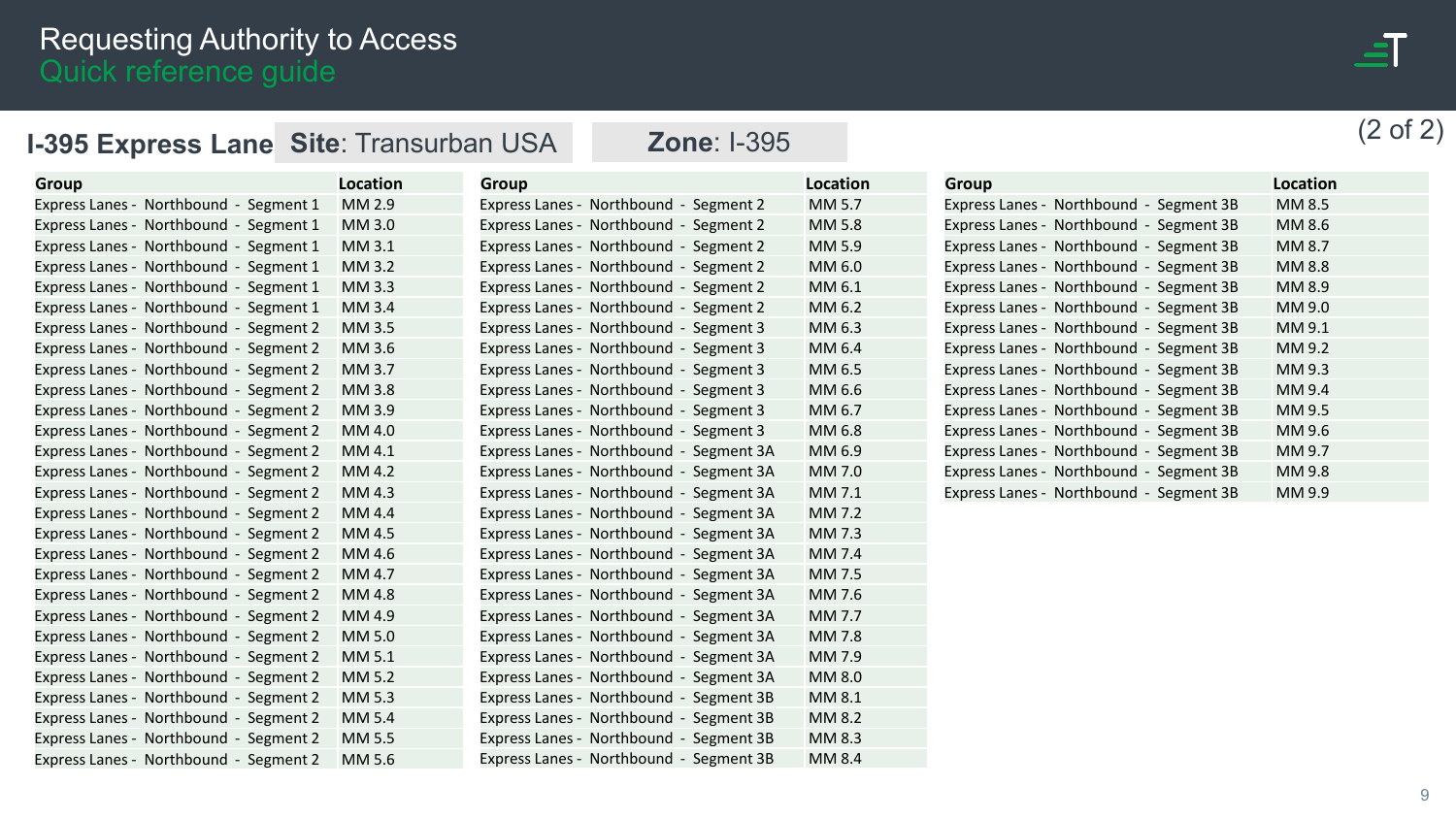# Requesting Authority to Access
## Quick reference guide

**I-395 Express Lane** **Site**: Transurban USA **Zone**: I-395

(2 of 2)

| Group | Location |
|---|---|
| Express Lanes - Northbound - Segment 1 | MM 2.9 |
| Express Lanes - Northbound - Segment 1 | MM 3.0 |
| Express Lanes - Northbound - Segment 1 | MM 3.1 |
| Express Lanes - Northbound - Segment 1 | MM 3.2 |
| Express Lanes - Northbound - Segment 1 | MM 3.3 |
| Express Lanes - Northbound - Segment 1 | MM 3.4 |
| Express Lanes - Northbound - Segment 2 | MM 3.5 |
| Express Lanes - Northbound - Segment 2 | MM 3.6 |
| Express Lanes - Northbound - Segment 2 | MM 3.7 |
| Express Lanes - Northbound - Segment 2 | MM 3.8 |
| Express Lanes - Northbound - Segment 2 | MM 3.9 |
| Express Lanes - Northbound - Segment 2 | MM 4.0 |
| Express Lanes - Northbound - Segment 2 | MM 4.1 |
| Express Lanes - Northbound - Segment 2 | MM 4.2 |
| Express Lanes - Northbound - Segment 2 | MM 4.3 |
| Express Lanes - Northbound - Segment 2 | MM 4.4 |
| Express Lanes - Northbound - Segment 2 | MM 4.5 |
| Express Lanes - Northbound - Segment 2 | MM 4.6 |
| Express Lanes - Northbound - Segment 2 | MM 4.7 |
| Express Lanes - Northbound - Segment 2 | MM 4.8 |
| Express Lanes - Northbound - Segment 2 | MM 4.9 |
| Express Lanes - Northbound - Segment 2 | MM 5.0 |
| Express Lanes - Northbound - Segment 2 | MM 5.1 |
| Express Lanes - Northbound - Segment 2 | MM 5.2 |
| Express Lanes - Northbound - Segment 2 | MM 5.3 |
| Express Lanes - Northbound - Segment 2 | MM 5.4 |
| Express Lanes - Northbound - Segment 2 | MM 5.5 |
| Express Lanes - Northbound - Segment 2 | MM 5.6 |
| Express Lanes - Northbound - Segment 2 | MM 5.7 |
| Express Lanes - Northbound - Segment 2 | MM 5.8 |
| Express Lanes - Northbound - Segment 2 | MM 5.9 |
| Express Lanes - Northbound - Segment 2 | MM 6.0 |
| Express Lanes - Northbound - Segment 2 | MM 6.1 |
| Express Lanes - Northbound - Segment 2 | MM 6.2 |
| Express Lanes - Northbound - Segment 3 | MM 6.3 |
| Express Lanes - Northbound - Segment 3 | MM 6.4 |
| Express Lanes - Northbound - Segment 3 | MM 6.5 |
| Express Lanes - Northbound - Segment 3 | MM 6.6 |
| Express Lanes - Northbound - Segment 3 | MM 6.7 |
| Express Lanes - Northbound - Segment 3 | MM 6.8 |
| Express Lanes - Northbound - Segment 3A | MM 6.9 |
| Express Lanes - Northbound - Segment 3A | MM 7.0 |
| Express Lanes - Northbound - Segment 3A | MM 7.1 |
| Express Lanes - Northbound - Segment 3A | MM 7.2 |
| Express Lanes - Northbound - Segment 3A | MM 7.3 |
| Express Lanes - Northbound - Segment 3A | MM 7.4 |
| Express Lanes - Northbound - Segment 3A | MM 7.5 |
| Express Lanes - Northbound - Segment 3A | MM 7.6 |
| Express Lanes - Northbound - Segment 3A | MM 7.7 |
| Express Lanes - Northbound - Segment 3A | MM 7.8 |
| Express Lanes - Northbound - Segment 3A | MM 7.9 |
| Express Lanes - Northbound - Segment 3A | MM 8.0 |
| Express Lanes - Northbound - Segment 3B | MM 8.1 |
| Express Lanes - Northbound - Segment 3B | MM 8.2 |
| Express Lanes - Northbound - Segment 3B | MM 8.3 |
| Express Lanes - Northbound - Segment 3B | MM 8.4 |
| Express Lanes - Northbound - Segment 3B | MM 8.5 |
| Express Lanes - Northbound - Segment 3B | MM 8.6 |
| Express Lanes - Northbound - Segment 3B | MM 8.7 |
| Express Lanes - Northbound - Segment 3B | MM 8.8 |
| Express Lanes - Northbound - Segment 3B | MM 8.9 |
| Express Lanes - Northbound - Segment 3B | MM 9.0 |
| Express Lanes - Northbound - Segment 3B | MM 9.1 |
| Express Lanes - Northbound - Segment 3B | MM 9.2 |
| Express Lanes - Northbound - Segment 3B | MM 9.3 |
| Express Lanes - Northbound - Segment 3B | MM 9.4 |
| Express Lanes - Northbound - Segment 3B | MM 9.5 |
| Express Lanes - Northbound - Segment 3B | MM 9.6 |
| Express Lanes - Northbound - Segment 3B | MM 9.7 |
| Express Lanes - Northbound - Segment 3B | MM 9.8 |
| Express Lanes - Northbound - Segment 3B | MM 9.9 |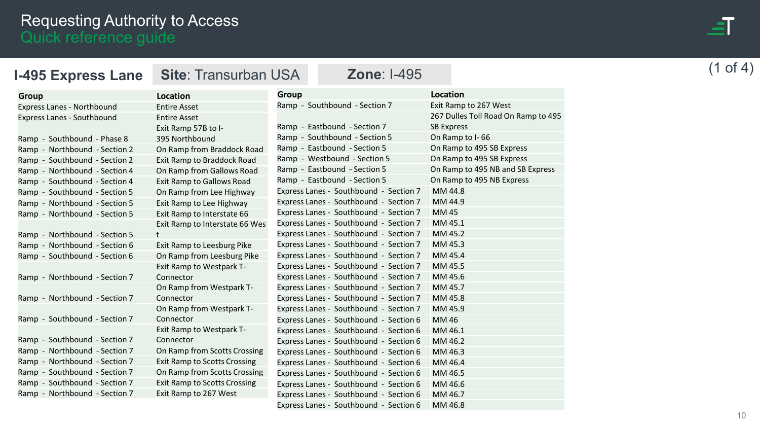# Requesting Authority to Access
## Quick reference guide

**I-495 Express Lane** | **Site**: Transurban USA | **Zone**: I-495

| Group | Location |
|---|---|
| Express Lanes - Northbound | Entire Asset |
| Express Lanes - Southbound | Entire Asset |
| Ramp - Southbound - Phase 8 | Exit Ramp 57B to I-395 Northbound |
| Ramp - Northbound - Section 2 | On Ramp from Braddock Road |
| Ramp - Southbound - Section 2 | Exit Ramp to Braddock Road |
| Ramp - Northbound - Section 4 | On Ramp from Gallows Road |
| Ramp - Southbound - Section 4 | Exit Ramp to Gallows Road |
| Ramp - Southbound - Section 5 | On Ramp from Lee Highway |
| Ramp - Northbound - Section 5 | Exit Ramp to Lee Highway |
| Ramp - Northbound - Section 5 | Exit Ramp to Interstate 66 |
| Ramp - Northbound - Section 5 | Exit Ramp to Interstate 66 West |
| Ramp - Northbound - Section 6 | Exit Ramp to Leesburg Pike |
| Ramp - Southbound - Section 6 | On Ramp from Leesburg Pike |
| Ramp - Northbound - Section 7 | Exit Ramp to Westpark T-Connector |
| Ramp - Northbound - Section 7 | On Ramp from Westpark T-Connector |
| Ramp - Southbound - Section 7 | On Ramp from Westpark T-Connector |
| Ramp - Southbound - Section 7 | Exit Ramp to Westpark T-Connector |
| Ramp - Northbound - Section 7 | On Ramp from Scotts Crossing |
| Ramp - Northbound - Section 7 | Exit Ramp to Scotts Crossing |
| Ramp - Southbound - Section 7 | On Ramp from Scotts Crossing |
| Ramp - Southbound - Section 7 | Exit Ramp to Scotts Crossing |
| Ramp - Northbound - Section 7 | Exit Ramp to 267 West |
| Ramp - Southbound - Section 7 | Exit Ramp to 267 West |
| Ramp - Eastbound - Section 7 | 267 Dulles Toll Road On Ramp to 495 SB Express |
| Ramp - Southbound - Section 5 | On Ramp to I- 66 |
| Ramp - Eastbound - Section 5 | On Ramp to 495 SB Express |
| Ramp - Westbound - Section 5 | On Ramp to 495 SB Express |
| Ramp - Eastbound - Section 5 | On Ramp to 495 NB and SB Express |
| Ramp - Eastbound - Section 5 | On Ramp to 495 NB Express |
| Express Lanes - Southbound - Section 7 | MM 44.8 |
| Express Lanes - Southbound - Section 7 | MM 44.9 |
| Express Lanes - Southbound - Section 7 | MM 45 |
| Express Lanes - Southbound - Section 7 | MM 45.1 |
| Express Lanes - Southbound - Section 7 | MM 45.2 |
| Express Lanes - Southbound - Section 7 | MM 45.3 |
| Express Lanes - Southbound - Section 7 | MM 45.4 |
| Express Lanes - Southbound - Section 7 | MM 45.5 |
| Express Lanes - Southbound - Section 7 | MM 45.6 |
| Express Lanes - Southbound - Section 7 | MM 45.7 |
| Express Lanes - Southbound - Section 7 | MM 45.8 |
| Express Lanes - Southbound - Section 7 | MM 45.9 |
| Express Lanes - Southbound - Section 6 | MM 46 |
| Express Lanes - Southbound - Section 6 | MM 46.1 |
| Express Lanes - Southbound - Section 6 | MM 46.2 |
| Express Lanes - Southbound - Section 6 | MM 46.3 |
| Express Lanes - Southbound - Section 6 | MM 46.4 |
| Express Lanes - Southbound - Section 6 | MM 46.5 |
| Express Lanes - Southbound - Section 6 | MM 46.6 |
| Express Lanes - Southbound - Section 6 | MM 46.7 |
| Express Lanes - Southbound - Section 6 | MM 46.8 |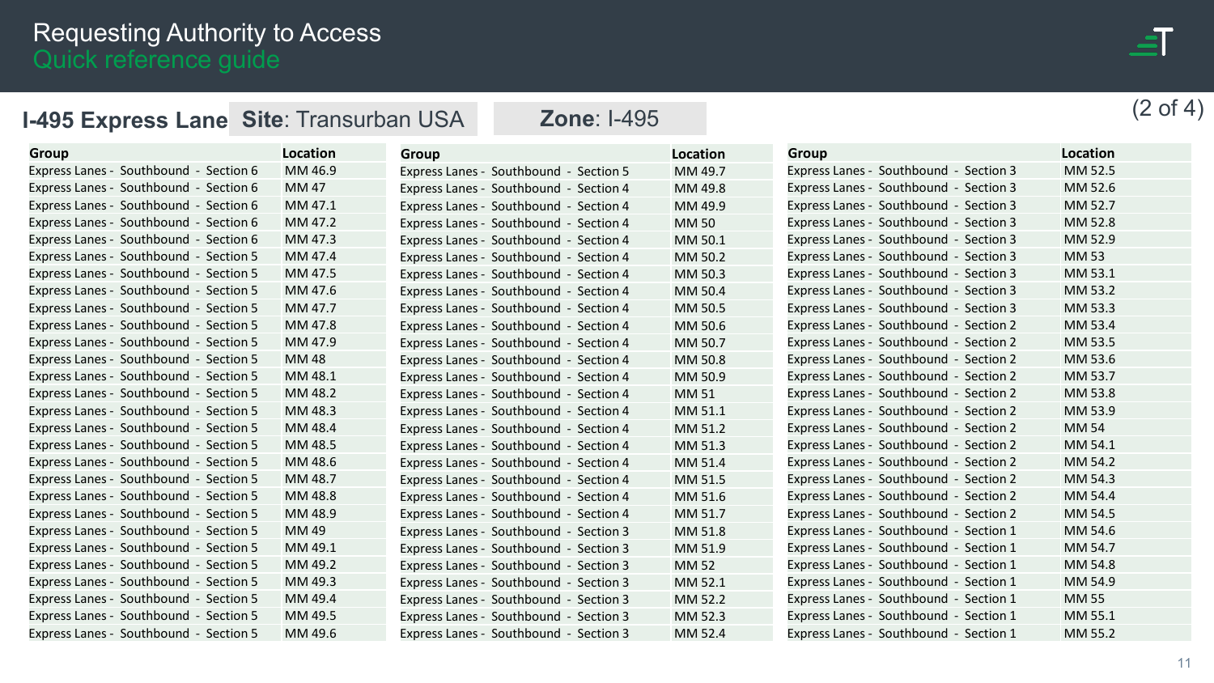# Requesting Authority to Access
## Quick reference guide

**I-495 Express Lane** **Site**: Transurban USA **Zone**: I-495

(2 of 4)

| Group | Location |
|---|---|
| Express Lanes - Southbound - Section 6 | MM 46.9 |
| Express Lanes - Southbound - Section 6 | MM 47 |
| Express Lanes - Southbound - Section 6 | MM 47.1 |
| Express Lanes - Southbound - Section 6 | MM 47.2 |
| Express Lanes - Southbound - Section 6 | MM 47.3 |
| Express Lanes - Southbound - Section 5 | MM 47.4 |
| Express Lanes - Southbound - Section 5 | MM 47.5 |
| Express Lanes - Southbound - Section 5 | MM 47.6 |
| Express Lanes - Southbound - Section 5 | MM 47.7 |
| Express Lanes - Southbound - Section 5 | MM 47.8 |
| Express Lanes - Southbound - Section 5 | MM 47.9 |
| Express Lanes - Southbound - Section 5 | MM 48 |
| Express Lanes - Southbound - Section 5 | MM 48.1 |
| Express Lanes - Southbound - Section 5 | MM 48.2 |
| Express Lanes - Southbound - Section 5 | MM 48.3 |
| Express Lanes - Southbound - Section 5 | MM 48.4 |
| Express Lanes - Southbound - Section 5 | MM 48.5 |
| Express Lanes - Southbound - Section 5 | MM 48.6 |
| Express Lanes - Southbound - Section 5 | MM 48.7 |
| Express Lanes - Southbound - Section 5 | MM 48.8 |
| Express Lanes - Southbound - Section 5 | MM 48.9 |
| Express Lanes - Southbound - Section 5 | MM 49 |
| Express Lanes - Southbound - Section 5 | MM 49.1 |
| Express Lanes - Southbound - Section 5 | MM 49.2 |
| Express Lanes - Southbound - Section 5 | MM 49.3 |
| Express Lanes - Southbound - Section 5 | MM 49.4 |
| Express Lanes - Southbound - Section 5 | MM 49.5 |
| Express Lanes - Southbound - Section 5 | MM 49.6 |
| Express Lanes - Southbound - Section 5 | MM 49.7 |
| Express Lanes - Southbound - Section 4 | MM 49.8 |
| Express Lanes - Southbound - Section 4 | MM 49.9 |
| Express Lanes - Southbound - Section 4 | MM 50 |
| Express Lanes - Southbound - Section 4 | MM 50.1 |
| Express Lanes - Southbound - Section 4 | MM 50.2 |
| Express Lanes - Southbound - Section 4 | MM 50.3 |
| Express Lanes - Southbound - Section 4 | MM 50.4 |
| Express Lanes - Southbound - Section 4 | MM 50.5 |
| Express Lanes - Southbound - Section 4 | MM 50.6 |
| Express Lanes - Southbound - Section 4 | MM 50.7 |
| Express Lanes - Southbound - Section 4 | MM 50.8 |
| Express Lanes - Southbound - Section 4 | MM 50.9 |
| Express Lanes - Southbound - Section 4 | MM 51 |
| Express Lanes - Southbound - Section 4 | MM 51.1 |
| Express Lanes - Southbound - Section 4 | MM 51.2 |
| Express Lanes - Southbound - Section 4 | MM 51.3 |
| Express Lanes - Southbound - Section 4 | MM 51.4 |
| Express Lanes - Southbound - Section 4 | MM 51.5 |
| Express Lanes - Southbound - Section 4 | MM 51.6 |
| Express Lanes - Southbound - Section 4 | MM 51.7 |
| Express Lanes - Southbound - Section 3 | MM 51.8 |
| Express Lanes - Southbound - Section 3 | MM 51.9 |
| Express Lanes - Southbound - Section 3 | MM 52 |
| Express Lanes - Southbound - Section 3 | MM 52.1 |
| Express Lanes - Southbound - Section 3 | MM 52.2 |
| Express Lanes - Southbound - Section 3 | MM 52.3 |
| Express Lanes - Southbound - Section 3 | MM 52.4 |
| Express Lanes - Southbound - Section 3 | MM 52.5 |
| Express Lanes - Southbound - Section 3 | MM 52.6 |
| Express Lanes - Southbound - Section 3 | MM 52.7 |
| Express Lanes - Southbound - Section 3 | MM 52.8 |
| Express Lanes - Southbound - Section 3 | MM 52.9 |
| Express Lanes - Southbound - Section 3 | MM 53 |
| Express Lanes - Southbound - Section 3 | MM 53.1 |
| Express Lanes - Southbound - Section 3 | MM 53.2 |
| Express Lanes - Southbound - Section 3 | MM 53.3 |
| Express Lanes - Southbound - Section 2 | MM 53.4 |
| Express Lanes - Southbound - Section 2 | MM 53.5 |
| Express Lanes - Southbound - Section 2 | MM 53.6 |
| Express Lanes - Southbound - Section 2 | MM 53.7 |
| Express Lanes - Southbound - Section 2 | MM 53.8 |
| Express Lanes - Southbound - Section 2 | MM 53.9 |
| Express Lanes - Southbound - Section 2 | MM 54 |
| Express Lanes - Southbound - Section 2 | MM 54.1 |
| Express Lanes - Southbound - Section 2 | MM 54.2 |
| Express Lanes - Southbound - Section 2 | MM 54.3 |
| Express Lanes - Southbound - Section 2 | MM 54.4 |
| Express Lanes - Southbound - Section 2 | MM 54.5 |
| Express Lanes - Southbound - Section 1 | MM 54.6 |
| Express Lanes - Southbound - Section 1 | MM 54.7 |
| Express Lanes - Southbound - Section 1 | MM 54.8 |
| Express Lanes - Southbound - Section 1 | MM 54.9 |
| Express Lanes - Southbound - Section 1 | MM 55 |
| Express Lanes - Southbound - Section 1 | MM 55.1 |
| Express Lanes - Southbound - Section 1 | MM 55.2 |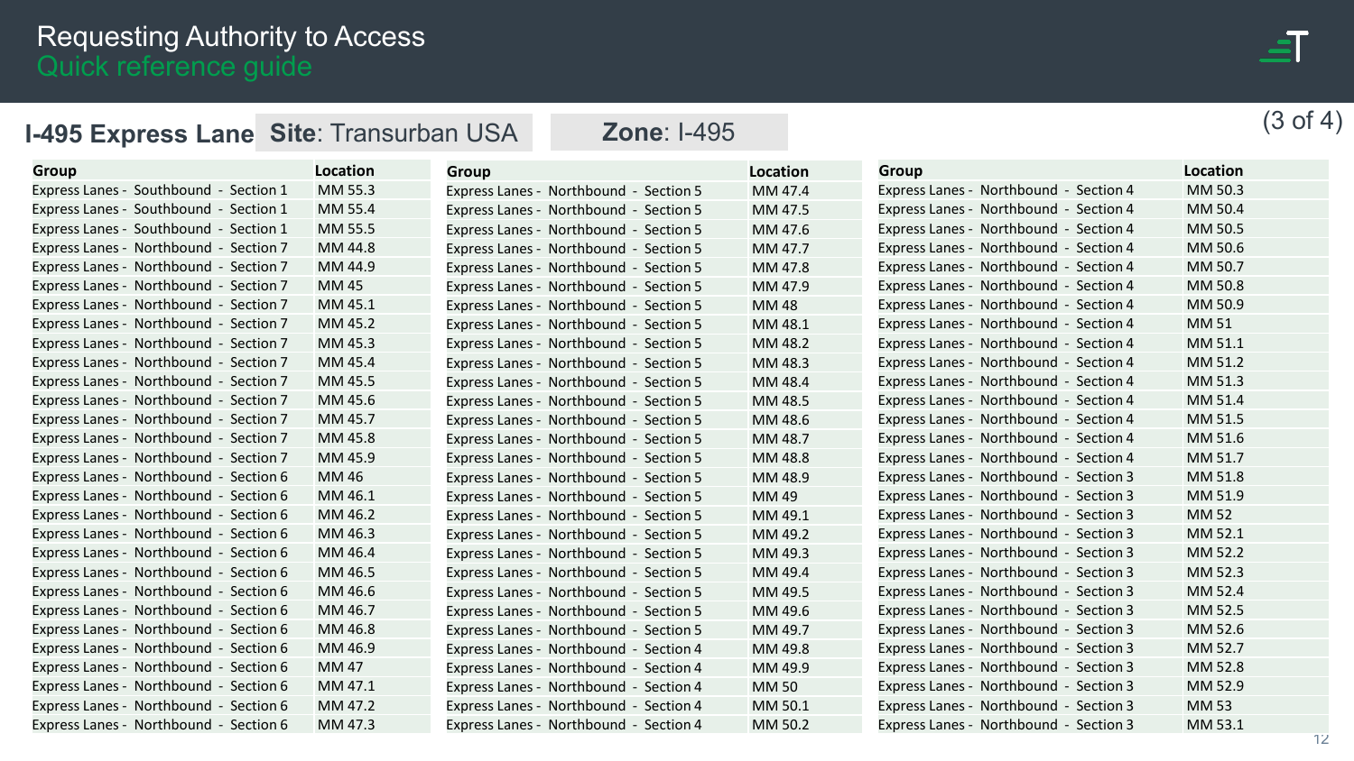# Requesting Authority to Access

## Quick reference guide

**I-495 Express Lane** **Site**: Transurban USA **Zone**: I-495

| Group | Location |
|---|---|
| Express Lanes - Southbound - Section 1 | MM 55.3 |
| Express Lanes - Southbound - Section 1 | MM 55.4 |
| Express Lanes - Southbound - Section 1 | MM 55.5 |
| Express Lanes - Northbound - Section 7 | MM 44.8 |
| Express Lanes - Northbound - Section 7 | MM 44.9 |
| Express Lanes - Northbound - Section 7 | MM 45 |
| Express Lanes - Northbound - Section 7 | MM 45.1 |
| Express Lanes - Northbound - Section 7 | MM 45.2 |
| Express Lanes - Northbound - Section 7 | MM 45.3 |
| Express Lanes - Northbound - Section 7 | MM 45.4 |
| Express Lanes - Northbound - Section 7 | MM 45.5 |
| Express Lanes - Northbound - Section 7 | MM 45.6 |
| Express Lanes - Northbound - Section 7 | MM 45.7 |
| Express Lanes - Northbound - Section 7 | MM 45.8 |
| Express Lanes - Northbound - Section 7 | MM 45.9 |
| Express Lanes - Northbound - Section 6 | MM 46 |
| Express Lanes - Northbound - Section 6 | MM 46.1 |
| Express Lanes - Northbound - Section 6 | MM 46.2 |
| Express Lanes - Northbound - Section 6 | MM 46.3 |
| Express Lanes - Northbound - Section 6 | MM 46.4 |
| Express Lanes - Northbound - Section 6 | MM 46.5 |
| Express Lanes - Northbound - Section 6 | MM 46.6 |
| Express Lanes - Northbound - Section 6 | MM 46.7 |
| Express Lanes - Northbound - Section 6 | MM 46.8 |
| Express Lanes - Northbound - Section 6 | MM 46.9 |
| Express Lanes - Northbound - Section 6 | MM 47 |
| Express Lanes - Northbound - Section 6 | MM 47.1 |
| Express Lanes - Northbound - Section 6 | MM 47.2 |
| Express Lanes - Northbound - Section 6 | MM 47.3 |

| Group | Location |
|---|---|
| Express Lanes - Northbound - Section 5 | MM 47.4 |
| Express Lanes - Northbound - Section 5 | MM 47.5 |
| Express Lanes - Northbound - Section 5 | MM 47.6 |
| Express Lanes - Northbound - Section 5 | MM 47.7 |
| Express Lanes - Northbound - Section 5 | MM 47.8 |
| Express Lanes - Northbound - Section 5 | MM 47.9 |
| Express Lanes - Northbound - Section 5 | MM 48 |
| Express Lanes - Northbound - Section 5 | MM 48.1 |
| Express Lanes - Northbound - Section 5 | MM 48.2 |
| Express Lanes - Northbound - Section 5 | MM 48.3 |
| Express Lanes - Northbound - Section 5 | MM 48.4 |
| Express Lanes - Northbound - Section 5 | MM 48.5 |
| Express Lanes - Northbound - Section 5 | MM 48.6 |
| Express Lanes - Northbound - Section 5 | MM 48.7 |
| Express Lanes - Northbound - Section 5 | MM 48.8 |
| Express Lanes - Northbound - Section 5 | MM 48.9 |
| Express Lanes - Northbound - Section 5 | MM 49 |
| Express Lanes - Northbound - Section 5 | MM 49.1 |
| Express Lanes - Northbound - Section 5 | MM 49.2 |
| Express Lanes - Northbound - Section 5 | MM 49.3 |
| Express Lanes - Northbound - Section 5 | MM 49.4 |
| Express Lanes - Northbound - Section 5 | MM 49.5 |
| Express Lanes - Northbound - Section 5 | MM 49.6 |
| Express Lanes - Northbound - Section 5 | MM 49.7 |
| Express Lanes - Northbound - Section 4 | MM 49.8 |
| Express Lanes - Northbound - Section 4 | MM 49.9 |
| Express Lanes - Northbound - Section 4 | MM 50 |
| Express Lanes - Northbound - Section 4 | MM 50.1 |
| Express Lanes - Northbound - Section 4 | MM 50.2 |

| Group | Location |
|---|---|
| Express Lanes - Northbound - Section 4 | MM 50.3 |
| Express Lanes - Northbound - Section 4 | MM 50.4 |
| Express Lanes - Northbound - Section 4 | MM 50.5 |
| Express Lanes - Northbound - Section 4 | MM 50.6 |
| Express Lanes - Northbound - Section 4 | MM 50.7 |
| Express Lanes - Northbound - Section 4 | MM 50.8 |
| Express Lanes - Northbound - Section 4 | MM 50.9 |
| Express Lanes - Northbound - Section 4 | MM 51 |
| Express Lanes - Northbound - Section 4 | MM 51.1 |
| Express Lanes - Northbound - Section 4 | MM 51.2 |
| Express Lanes - Northbound - Section 4 | MM 51.3 |
| Express Lanes - Northbound - Section 4 | MM 51.4 |
| Express Lanes - Northbound - Section 4 | MM 51.5 |
| Express Lanes - Northbound - Section 4 | MM 51.6 |
| Express Lanes - Northbound - Section 4 | MM 51.7 |
| Express Lanes - Northbound - Section 3 | MM 51.8 |
| Express Lanes - Northbound - Section 3 | MM 51.9 |
| Express Lanes - Northbound - Section 3 | MM 52 |
| Express Lanes - Northbound - Section 3 | MM 52.1 |
| Express Lanes - Northbound - Section 3 | MM 52.2 |
| Express Lanes - Northbound - Section 3 | MM 52.3 |
| Express Lanes - Northbound - Section 3 | MM 52.4 |
| Express Lanes - Northbound - Section 3 | MM 52.5 |
| Express Lanes - Northbound - Section 3 | MM 52.6 |
| Express Lanes - Northbound - Section 3 | MM 52.7 |
| Express Lanes - Northbound - Section 3 | MM 52.8 |
| Express Lanes - Northbound - Section 3 | MM 52.9 |
| Express Lanes - Northbound - Section 3 | MM 53 |
| Express Lanes - Northbound - Section 3 | MM 53.1 |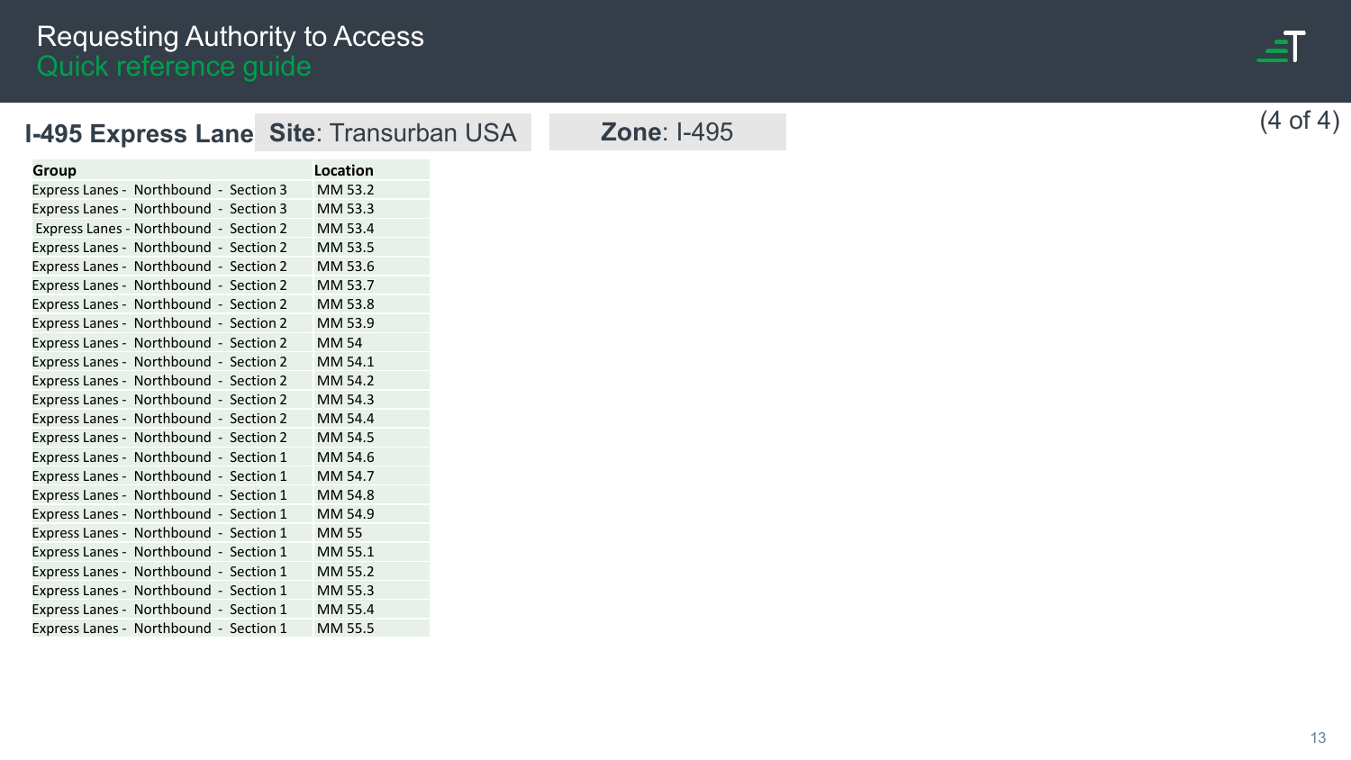# Requesting Authority to Access
## Quick reference guide

**I-495 Express Lane** **Site**: Transurban USA **Zone**: I-495

| Group | Location |
|---|---|
| Express Lanes - Northbound - Section 3 | MM 53.2 |
| Express Lanes - Northbound - Section 3 | MM 53.3 |
| Express Lanes - Northbound - Section 2 | MM 53.4 |
| Express Lanes - Northbound - Section 2 | MM 53.5 |
| Express Lanes - Northbound - Section 2 | MM 53.6 |
| Express Lanes - Northbound - Section 2 | MM 53.7 |
| Express Lanes - Northbound - Section 2 | MM 53.8 |
| Express Lanes - Northbound - Section 2 | MM 53.9 |
| Express Lanes - Northbound - Section 2 | MM 54 |
| Express Lanes - Northbound - Section 2 | MM 54.1 |
| Express Lanes - Northbound - Section 2 | MM 54.2 |
| Express Lanes - Northbound - Section 2 | MM 54.3 |
| Express Lanes - Northbound - Section 2 | MM 54.4 |
| Express Lanes - Northbound - Section 2 | MM 54.5 |
| Express Lanes - Northbound - Section 1 | MM 54.6 |
| Express Lanes - Northbound - Section 1 | MM 54.7 |
| Express Lanes - Northbound - Section 1 | MM 54.8 |
| Express Lanes - Northbound - Section 1 | MM 54.9 |
| Express Lanes - Northbound - Section 1 | MM 55 |
| Express Lanes - Northbound - Section 1 | MM 55.1 |
| Express Lanes - Northbound - Section 1 | MM 55.2 |
| Express Lanes - Northbound - Section 1 | MM 55.3 |
| Express Lanes - Northbound - Section 1 | MM 55.4 |
| Express Lanes - Northbound - Section 1 | MM 55.5 |